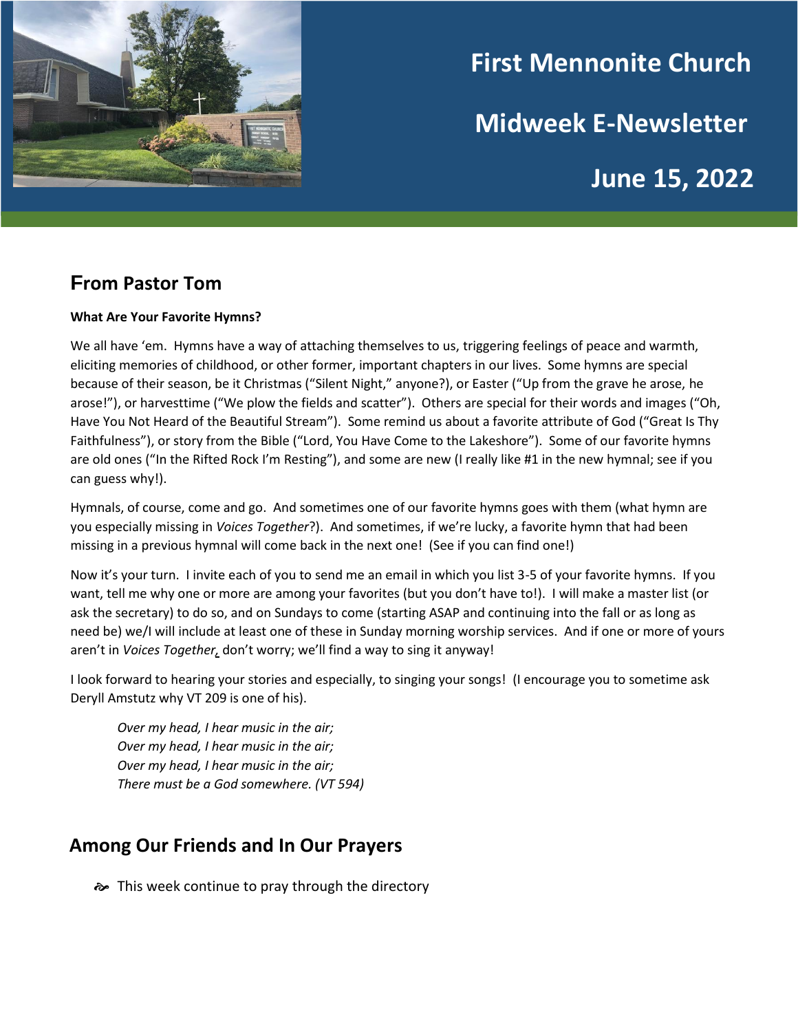# First Mennonite Church

# Midweek E-Newsletter

# June 15, 2022

## From Pastor Tom

**What Are Your Favorite Hymns?**

We all have 'em. Hymns have a way of attaching themselves to us, triggering feelings of peace and warmth, eliciting memories of childhood, or other former, important chapters in our lives. Some hymns are special because of their season, be it Christmas ("Silent Night," anyone?), or Easter ("Up from the grave he arose, he arose!"), or harvesttime ("We plow the fields and scatter"). Others are special for their words and images ("Oh, Have You Not Heard of the Beautiful Stream"). Some remind us about a favorite attribute of God ("Great Is Thy Faithfulness"), or story from the Bible ("Lord, You Have Come to the Lakeshore"). Some of our favorite hymns are old ones ("In the Rifted Rock I'm Resting"), and some are new (I really like #1 in the new hymnal; see if you can guess why!).

Hymnals, of course, come and go. And sometimes one of our favorite hymns goes with them (what hymn are you especially missing in *Voices Together*?). And sometimes, if we're lucky, a favorite hymn that had been missing in a previous hymnal will come back in the next one! (See if you can find one!)

Now it's your turn. I invite each of you to send me an email in which you list 3-5 of your favorite hymns. If you want, tell me why one or more are among your favorites (but you don't have to!). I will make a master list (or ask the secretary) to do so, and on Sundays to come (starting ASAP and continuing into the fall or as long as need be) we/I will include at least one of these in Sunday morning worship services. And if one or more of yours aren't in *Voices Together*, don't worry; we'll find a way to sing it anyway!

I look forward to hearing your stories and especially, to singing your songs! (I encourage you to sometime ask Deryll Amstutz why VT 209 is one of his).

> *Over my head, I hear music in the air;*
> *Over my head, I hear music in the air;*
> *Over my head, I hear music in the air;*
> *There must be a God somewhere. (VT 594)*

## Among Our Friends and In Our Prayers

- This week continue to pray through the directory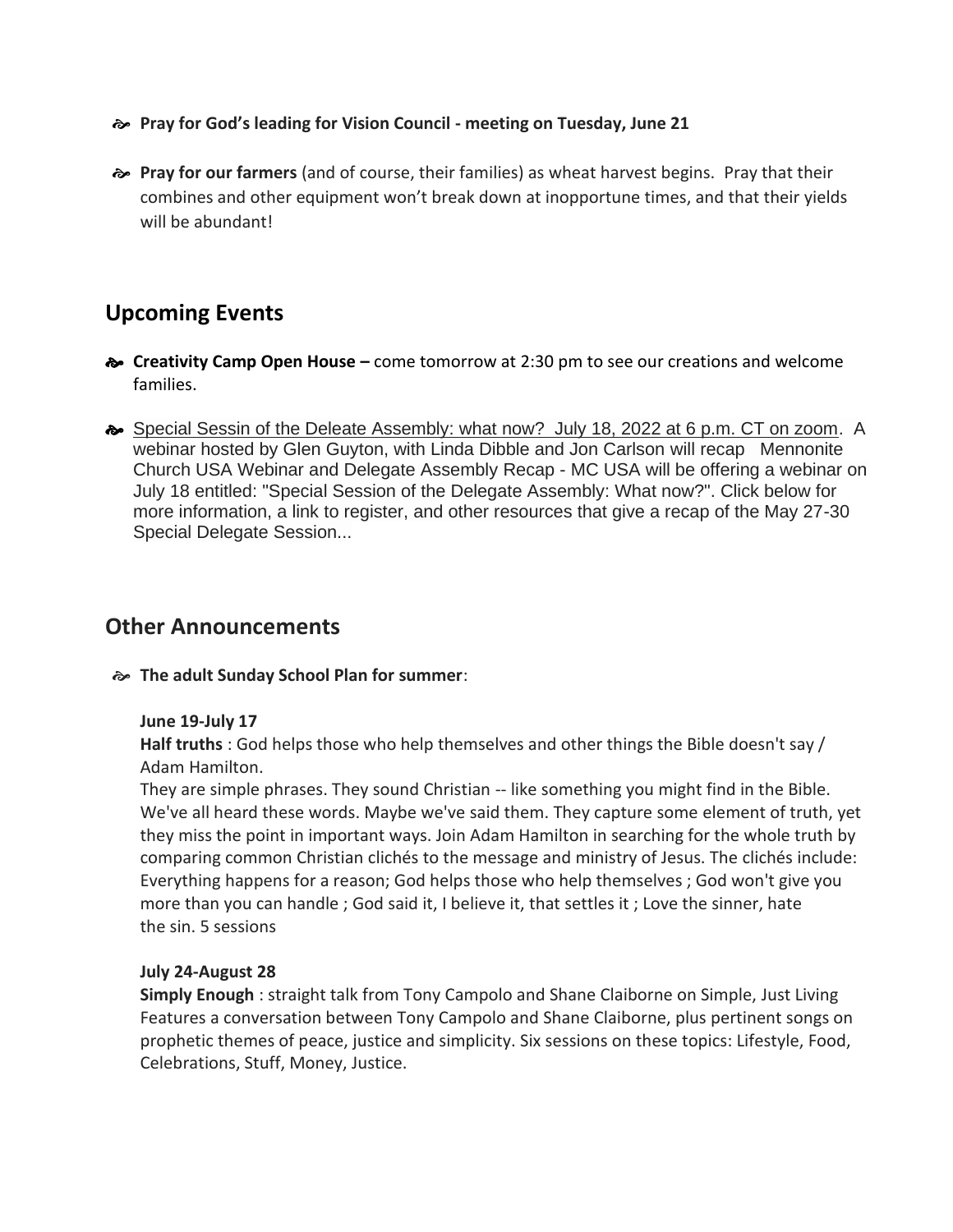- **Pray for God's leading for Vision Council - meeting on Tuesday, June 21**

- **Pray for our farmers** (and of course, their families) as wheat harvest begins. Pray that their combines and other equipment won't break down at inopportune times, and that their yields will be abundant!

## Upcoming Events

- **Creativity Camp Open House –** come tomorrow at 2:30 pm to see our creations and welcome families.

- Special Sessin of the Deleate Assembly: what now? July 18, 2022 at 6 p.m. CT on zoom. A webinar hosted by Glen Guyton, with Linda Dibble and Jon Carlson will recap Mennonite Church USA Webinar and Delegate Assembly Recap - MC USA will be offering a webinar on July 18 entitled: "Special Session of the Delegate Assembly: What now?". Click below for more information, a link to register, and other resources that give a recap of the May 27-30 Special Delegate Session...

## Other Announcements

- **The adult Sunday School Plan for summer**:

  **June 19-July 17**
  **Half truths** : God helps those who help themselves and other things the Bible doesn't say / Adam Hamilton.
  They are simple phrases. They sound Christian -- like something you might find in the Bible. We've all heard these words. Maybe we've said them. They capture some element of truth, yet they miss the point in important ways. Join Adam Hamilton in searching for the whole truth by comparing common Christian clichés to the message and ministry of Jesus. The clichés include: Everything happens for a reason; God helps those who help themselves ; God won't give you more than you can handle ; God said it, I believe it, that settles it ; Love the sinner, hate the sin. 5 sessions

  **July 24-August 28**
  **Simply Enough** : straight talk from Tony Campolo and Shane Claiborne on Simple, Just Living Features a conversation between Tony Campolo and Shane Claiborne, plus pertinent songs on prophetic themes of peace, justice and simplicity. Six sessions on these topics: Lifestyle, Food, Celebrations, Stuff, Money, Justice.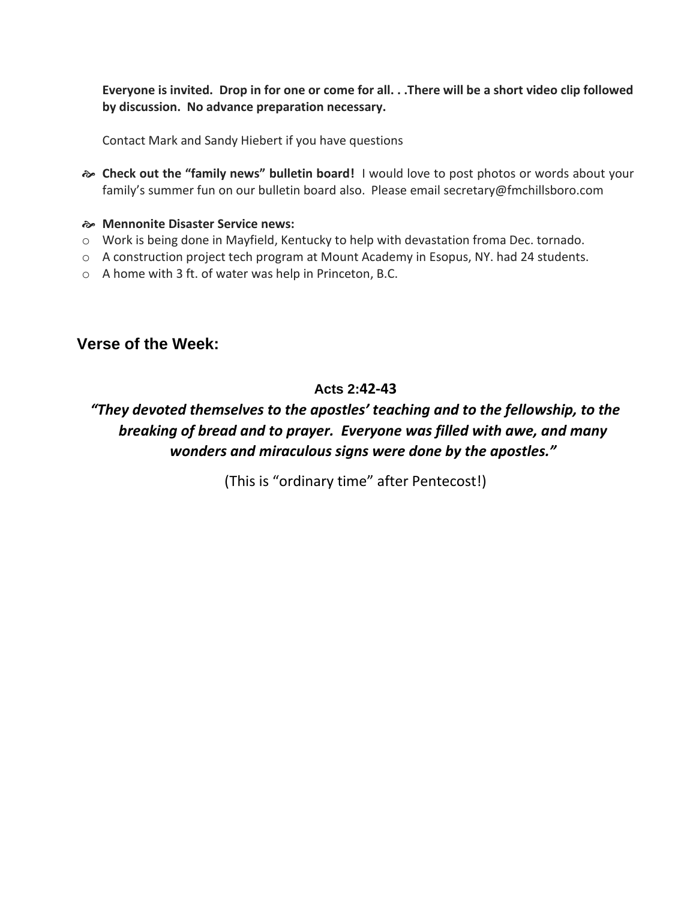**Everyone is invited. Drop in for one or come for all. . .There will be a short video clip followed by discussion. No advance preparation necessary.**

Contact Mark and Sandy Hiebert if you have questions

- **Check out the "family news" bulletin board!** I would love to post photos or words about your family's summer fun on our bulletin board also. Please email secretary@fmchillsboro.com

- **Mennonite Disaster Service news:**
  - Work is being done in Mayfield, Kentucky to help with devastation froma Dec. tornado.
  - A construction project tech program at Mount Academy in Esopus, NY. had 24 students.
  - A home with 3 ft. of water was help in Princeton, B.C.

## Verse of the Week:

**Acts 2:42-43**

***"They devoted themselves to the apostles' teaching and to the fellowship, to the breaking of bread and to prayer. Everyone was filled with awe, and many wonders and miraculous signs were done by the apostles."***

(This is "ordinary time" after Pentecost!)